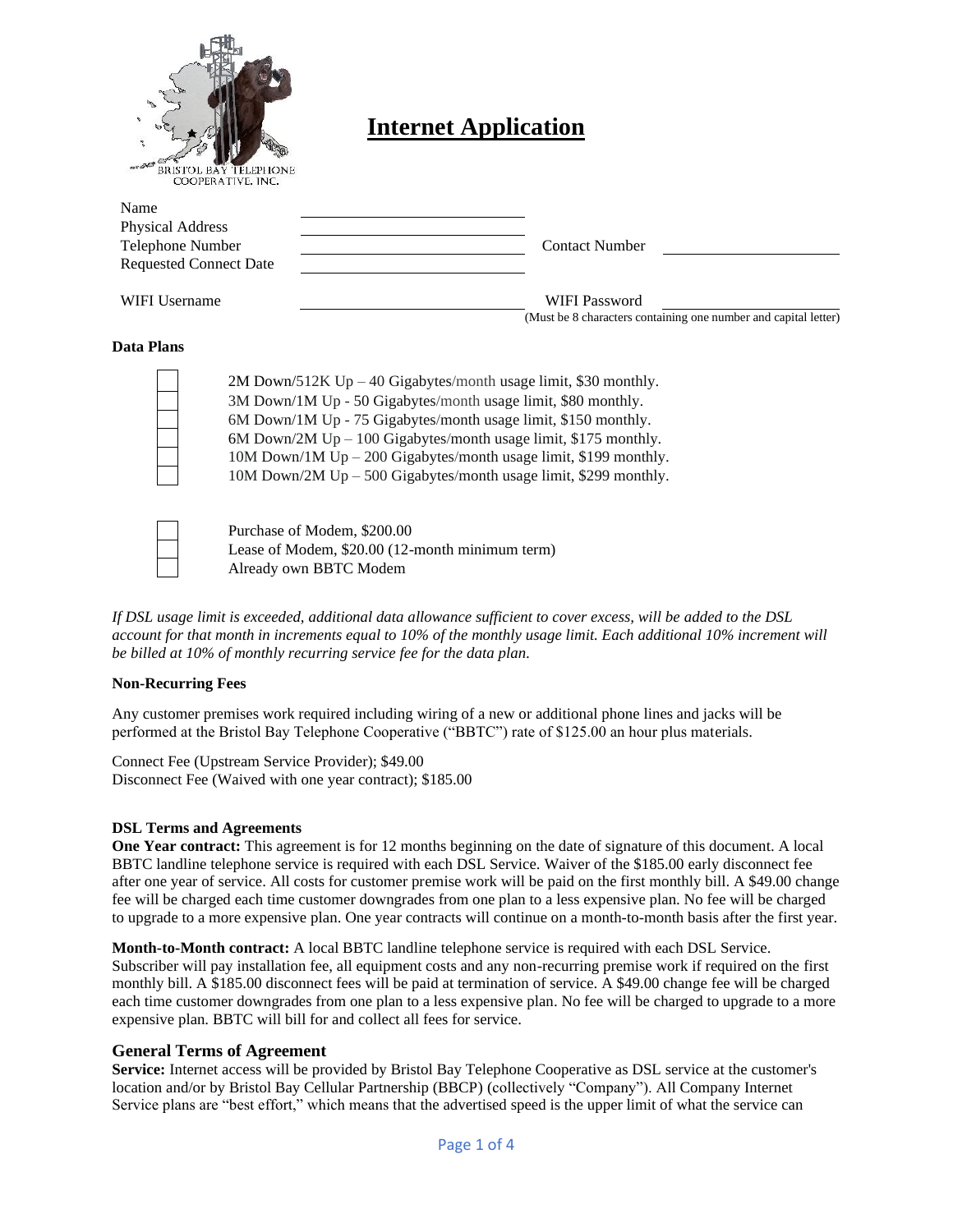BRISTOL BAY TELEPHONE COOPERATIVE, INC.

# Internet Application

| | | | |
|---|---|---|---|
| Name | | | |
| Physical Address | | | |
| Telephone Number | | Contact Number | |
| Requested Connect Date | | | |
| WIFI Username | | WIFI Password (Must be 8 characters containing one number and capital letter) | |

**Data Plans**

- ☐ 2M Down/512K Up – 40 Gigabytes/month usage limit, $30 monthly.
- ☐ 3M Down/1M Up - 50 Gigabytes/month usage limit, $80 monthly.
- ☐ 6M Down/1M Up - 75 Gigabytes/month usage limit, $150 monthly.
- ☐ 6M Down/2M Up – 100 Gigabytes/month usage limit, $175 monthly.
- ☐ 10M Down/1M Up – 200 Gigabytes/month usage limit, $199 monthly.
- ☐ 10M Down/2M Up – 500 Gigabytes/month usage limit, $299 monthly.

- ☐ Purchase of Modem, $200.00
- ☐ Lease of Modem, $20.00 (12-month minimum term)
- ☐ Already own BBTC Modem

*If DSL usage limit is exceeded, additional data allowance sufficient to cover excess, will be added to the DSL account for that month in increments equal to 10% of the monthly usage limit. Each additional 10% increment will be billed at 10% of monthly recurring service fee for the data plan.*

**Non-Recurring Fees**

Any customer premises work required including wiring of a new or additional phone lines and jacks will be performed at the Bristol Bay Telephone Cooperative ("BBTC") rate of $125.00 an hour plus materials.

Connect Fee (Upstream Service Provider); $49.00
Disconnect Fee (Waived with one year contract); $185.00

**DSL Terms and Agreements**

**One Year contract:** This agreement is for 12 months beginning on the date of signature of this document. A local BBTC landline telephone service is required with each DSL Service. Waiver of the $185.00 early disconnect fee after one year of service. All costs for customer premise work will be paid on the first monthly bill. A $49.00 change fee will be charged each time customer downgrades from one plan to a less expensive plan. No fee will be charged to upgrade to a more expensive plan. One year contracts will continue on a month-to-month basis after the first year.

**Month-to-Month contract:** A local BBTC landline telephone service is required with each DSL Service. Subscriber will pay installation fee, all equipment costs and any non-recurring premise work if required on the first monthly bill. A $185.00 disconnect fees will be paid at termination of service. A $49.00 change fee will be charged each time customer downgrades from one plan to a less expensive plan. No fee will be charged to upgrade to a more expensive plan. BBTC will bill for and collect all fees for service.

## General Terms of Agreement

**Service:** Internet access will be provided by Bristol Bay Telephone Cooperative as DSL service at the customer's location and/or by Bristol Bay Cellular Partnership (BBCP) (collectively "Company"). All Company Internet Service plans are "best effort," which means that the advertised speed is the upper limit of what the service can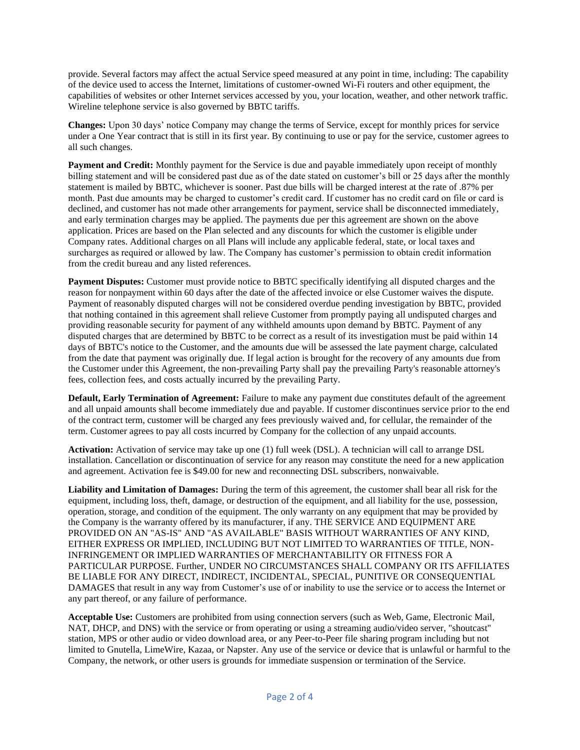provide. Several factors may affect the actual Service speed measured at any point in time, including: The capability of the device used to access the Internet, limitations of customer-owned Wi-Fi routers and other equipment, the capabilities of websites or other Internet services accessed by you, your location, weather, and other network traffic. Wireline telephone service is also governed by BBTC tariffs.

**Changes:** Upon 30 days' notice Company may change the terms of Service, except for monthly prices for service under a One Year contract that is still in its first year. By continuing to use or pay for the service, customer agrees to all such changes.

**Payment and Credit:** Monthly payment for the Service is due and payable immediately upon receipt of monthly billing statement and will be considered past due as of the date stated on customer's bill or 25 days after the monthly statement is mailed by BBTC, whichever is sooner. Past due bills will be charged interest at the rate of .87% per month. Past due amounts may be charged to customer's credit card. If customer has no credit card on file or card is declined, and customer has not made other arrangements for payment, service shall be disconnected immediately, and early termination charges may be applied. The payments due per this agreement are shown on the above application. Prices are based on the Plan selected and any discounts for which the customer is eligible under Company rates. Additional charges on all Plans will include any applicable federal, state, or local taxes and surcharges as required or allowed by law. The Company has customer's permission to obtain credit information from the credit bureau and any listed references.

**Payment Disputes:** Customer must provide notice to BBTC specifically identifying all disputed charges and the reason for nonpayment within 60 days after the date of the affected invoice or else Customer waives the dispute. Payment of reasonably disputed charges will not be considered overdue pending investigation by BBTC, provided that nothing contained in this agreement shall relieve Customer from promptly paying all undisputed charges and providing reasonable security for payment of any withheld amounts upon demand by BBTC. Payment of any disputed charges that are determined by BBTC to be correct as a result of its investigation must be paid within 14 days of BBTC's notice to the Customer, and the amounts due will be assessed the late payment charge, calculated from the date that payment was originally due. If legal action is brought for the recovery of any amounts due from the Customer under this Agreement, the non-prevailing Party shall pay the prevailing Party's reasonable attorney's fees, collection fees, and costs actually incurred by the prevailing Party.

**Default, Early Termination of Agreement:** Failure to make any payment due constitutes default of the agreement and all unpaid amounts shall become immediately due and payable. If customer discontinues service prior to the end of the contract term, customer will be charged any fees previously waived and, for cellular, the remainder of the term. Customer agrees to pay all costs incurred by Company for the collection of any unpaid accounts.

**Activation:** Activation of service may take up one (1) full week (DSL). A technician will call to arrange DSL installation. Cancellation or discontinuation of service for any reason may constitute the need for a new application and agreement. Activation fee is $49.00 for new and reconnecting DSL subscribers, nonwaivable.

**Liability and Limitation of Damages:** During the term of this agreement, the customer shall bear all risk for the equipment, including loss, theft, damage, or destruction of the equipment, and all liability for the use, possession, operation, storage, and condition of the equipment. The only warranty on any equipment that may be provided by the Company is the warranty offered by its manufacturer, if any. THE SERVICE AND EQUIPMENT ARE PROVIDED ON AN "AS-IS" AND "AS AVAILABLE" BASIS WITHOUT WARRANTIES OF ANY KIND, EITHER EXPRESS OR IMPLIED, INCLUDING BUT NOT LIMITED TO WARRANTIES OF TITLE, NON-INFRINGEMENT OR IMPLIED WARRANTIES OF MERCHANTABILITY OR FITNESS FOR A PARTICULAR PURPOSE. Further, UNDER NO CIRCUMSTANCES SHALL COMPANY OR ITS AFFILIATES BE LIABLE FOR ANY DIRECT, INDIRECT, INCIDENTAL, SPECIAL, PUNITIVE OR CONSEQUENTIAL DAMAGES that result in any way from Customer's use of or inability to use the service or to access the Internet or any part thereof, or any failure of performance.

**Acceptable Use:** Customers are prohibited from using connection servers (such as Web, Game, Electronic Mail, NAT, DHCP, and DNS) with the service or from operating or using a streaming audio/video server, "shoutcast" station, MPS or other audio or video download area, or any Peer-to-Peer file sharing program including but not limited to Gnutella, LimeWire, Kazaa, or Napster. Any use of the service or device that is unlawful or harmful to the Company, the network, or other users is grounds for immediate suspension or termination of the Service.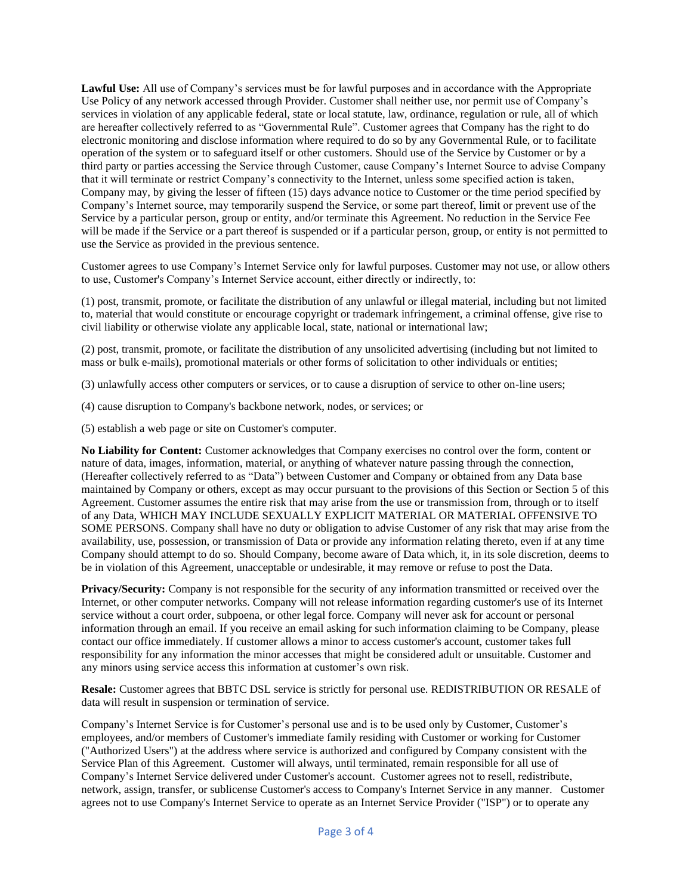**Lawful Use:** All use of Company's services must be for lawful purposes and in accordance with the Appropriate Use Policy of any network accessed through Provider. Customer shall neither use, nor permit use of Company's services in violation of any applicable federal, state or local statute, law, ordinance, regulation or rule, all of which are hereafter collectively referred to as "Governmental Rule". Customer agrees that Company has the right to do electronic monitoring and disclose information where required to do so by any Governmental Rule, or to facilitate operation of the system or to safeguard itself or other customers. Should use of the Service by Customer or by a third party or parties accessing the Service through Customer, cause Company's Internet Source to advise Company that it will terminate or restrict Company's connectivity to the Internet, unless some specified action is taken, Company may, by giving the lesser of fifteen (15) days advance notice to Customer or the time period specified by Company's Internet source, may temporarily suspend the Service, or some part thereof, limit or prevent use of the Service by a particular person, group or entity, and/or terminate this Agreement. No reduction in the Service Fee will be made if the Service or a part thereof is suspended or if a particular person, group, or entity is not permitted to use the Service as provided in the previous sentence.

Customer agrees to use Company's Internet Service only for lawful purposes. Customer may not use, or allow others to use, Customer's Company's Internet Service account, either directly or indirectly, to:

(1) post, transmit, promote, or facilitate the distribution of any unlawful or illegal material, including but not limited to, material that would constitute or encourage copyright or trademark infringement, a criminal offense, give rise to civil liability or otherwise violate any applicable local, state, national or international law;

(2) post, transmit, promote, or facilitate the distribution of any unsolicited advertising (including but not limited to mass or bulk e-mails), promotional materials or other forms of solicitation to other individuals or entities;

(3) unlawfully access other computers or services, or to cause a disruption of service to other on-line users;

(4) cause disruption to Company's backbone network, nodes, or services; or

(5) establish a web page or site on Customer's computer.

**No Liability for Content:** Customer acknowledges that Company exercises no control over the form, content or nature of data, images, information, material, or anything of whatever nature passing through the connection, (Hereafter collectively referred to as "Data") between Customer and Company or obtained from any Data base maintained by Company or others, except as may occur pursuant to the provisions of this Section or Section 5 of this Agreement. Customer assumes the entire risk that may arise from the use or transmission from, through or to itself of any Data, WHICH MAY INCLUDE SEXUALLY EXPLICIT MATERIAL OR MATERIAL OFFENSIVE TO SOME PERSONS. Company shall have no duty or obligation to advise Customer of any risk that may arise from the availability, use, possession, or transmission of Data or provide any information relating thereto, even if at any time Company should attempt to do so. Should Company, become aware of Data which, it, in its sole discretion, deems to be in violation of this Agreement, unacceptable or undesirable, it may remove or refuse to post the Data.

**Privacy/Security:** Company is not responsible for the security of any information transmitted or received over the Internet, or other computer networks. Company will not release information regarding customer's use of its Internet service without a court order, subpoena, or other legal force. Company will never ask for account or personal information through an email. If you receive an email asking for such information claiming to be Company, please contact our office immediately. If customer allows a minor to access customer's account, customer takes full responsibility for any information the minor accesses that might be considered adult or unsuitable. Customer and any minors using service access this information at customer's own risk.

**Resale:** Customer agrees that BBTC DSL service is strictly for personal use. REDISTRIBUTION OR RESALE of data will result in suspension or termination of service.

Company's Internet Service is for Customer's personal use and is to be used only by Customer, Customer's employees, and/or members of Customer's immediate family residing with Customer or working for Customer ("Authorized Users") at the address where service is authorized and configured by Company consistent with the Service Plan of this Agreement. Customer will always, until terminated, remain responsible for all use of Company's Internet Service delivered under Customer's account. Customer agrees not to resell, redistribute, network, assign, transfer, or sublicense Customer's access to Company's Internet Service in any manner. Customer agrees not to use Company's Internet Service to operate as an Internet Service Provider ("ISP") or to operate any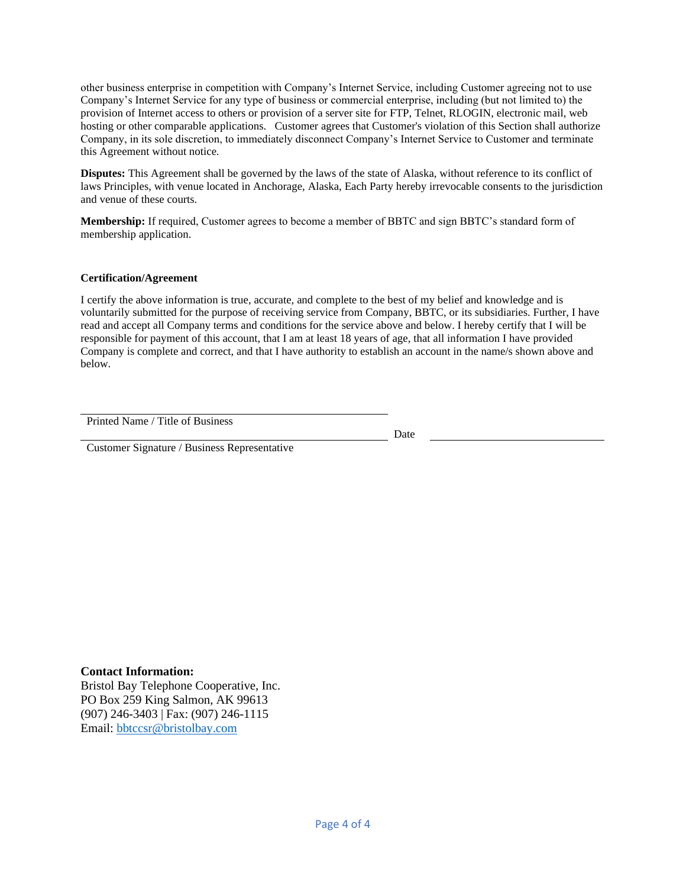other business enterprise in competition with Company's Internet Service, including Customer agreeing not to use Company's Internet Service for any type of business or commercial enterprise, including (but not limited to) the provision of Internet access to others or provision of a server site for FTP, Telnet, RLOGIN, electronic mail, web hosting or other comparable applications. Customer agrees that Customer's violation of this Section shall authorize Company, in its sole discretion, to immediately disconnect Company's Internet Service to Customer and terminate this Agreement without notice.

**Disputes:** This Agreement shall be governed by the laws of the state of Alaska, without reference to its conflict of laws Principles, with venue located in Anchorage, Alaska, Each Party hereby irrevocable consents to the jurisdiction and venue of these courts.

**Membership:** If required, Customer agrees to become a member of BBTC and sign BBTC's standard form of membership application.

**Certification/Agreement**

I certify the above information is true, accurate, and complete to the best of my belief and knowledge and is voluntarily submitted for the purpose of receiving service from Company, BBTC, or its subsidiaries. Further, I have read and accept all Company terms and conditions for the service above and below. I hereby certify that I will be responsible for payment of this account, that I am at least 18 years of age, that all information I have provided Company is complete and correct, and that I have authority to establish an account in the name/s shown above and below.

\_\_\_\_\_\_\_\_\_\_\_\_\_\_\_\_\_\_\_\_\_\_\_\_\_\_\_\_\_\_\_\_\_\_\_\_\_\_\_\_
Printed Name / Title of Business

\_\_\_\_\_\_\_\_\_\_\_\_\_\_\_\_\_\_\_\_\_\_\_\_\_\_\_\_\_\_\_\_\_\_\_\_\_\_\_\_ Date \_\_\_\_\_\_\_\_\_\_\_\_\_\_\_\_\_\_\_\_\_\_\_\_
Customer Signature / Business Representative

**Contact Information:**
Bristol Bay Telephone Cooperative, Inc.
PO Box 259 King Salmon, AK 99613
(907) 246-3403 | Fax: (907) 246-1115
Email: bbtccsr@bristolbay.com